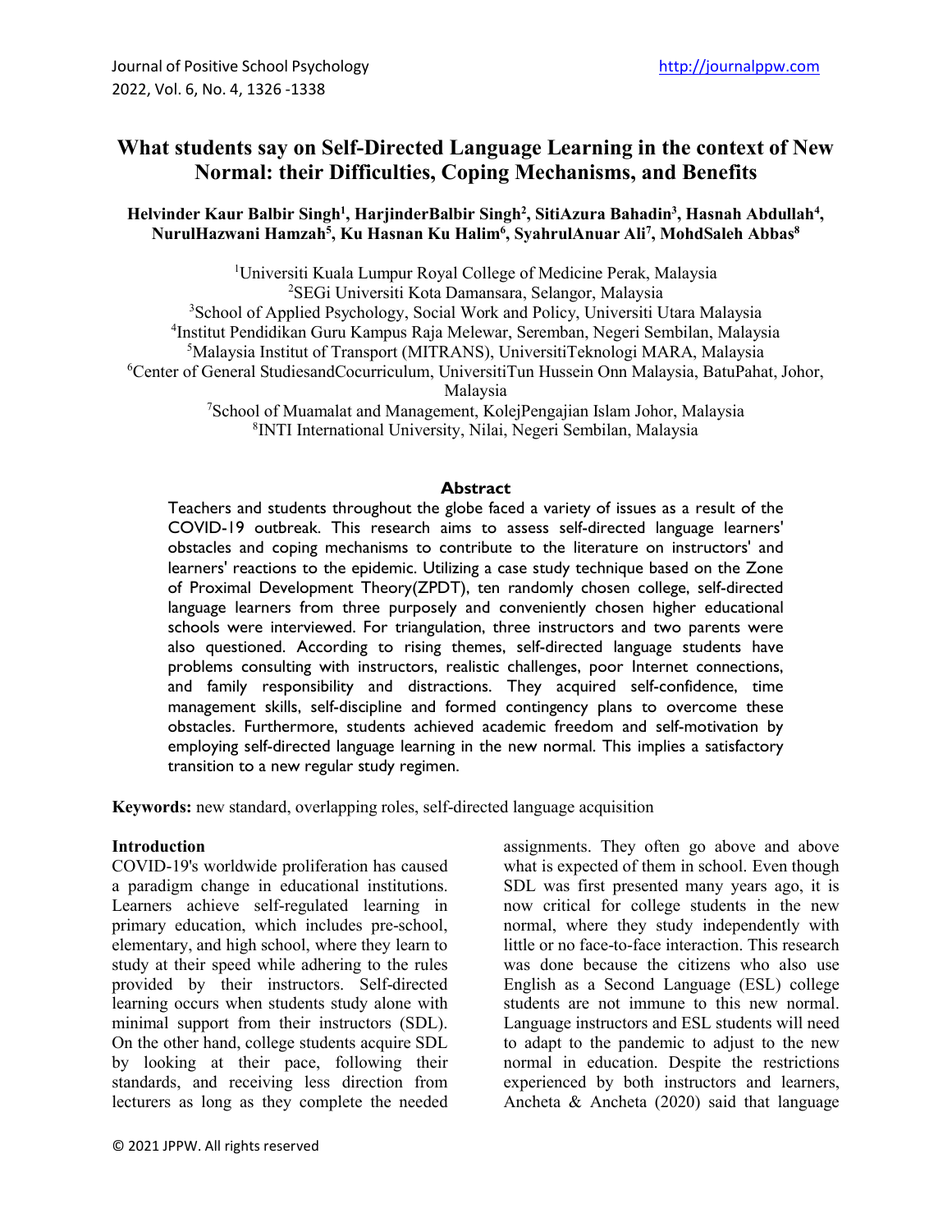# What students say on Self-Directed Language Learning in the context of New Normal: their Difficulties, Coping Mechanisms, and Benefits

**Helvinder Kaur Balbir Singh[1], HarjinderBalbir Singh[2], SitiAzura Bahadin[3], Hasnah Abdullah[4], NurulHazwani Hamzah[5], Ku Hasnan Ku Halim[6], SyahrulAnuar Ali[7], MohdSaleh Abbas[8]**

[1]Universiti Kuala Lumpur Royal College of Medicine Perak, Malaysia
[2]SEGi Universiti Kota Damansara, Selangor, Malaysia
[3]School of Applied Psychology, Social Work and Policy, Universiti Utara Malaysia
[4]Institut Pendidikan Guru Kampus Raja Melewar, Seremban, Negeri Sembilan, Malaysia
[5]Malaysia Institut of Transport (MITRANS), UniversitiTeknologi MARA, Malaysia
[6]Center of General StudiesandCocurriculum, UniversitiTun Hussein Onn Malaysia, BatuPahat, Johor, Malaysia
[7]School of Muamalat and Management, KolejPengajian Islam Johor, Malaysia
[8]INTI International University, Nilai, Negeri Sembilan, Malaysia

## Abstract

Teachers and students throughout the globe faced a variety of issues as a result of the COVID-19 outbreak. This research aims to assess self-directed language learners' obstacles and coping mechanisms to contribute to the literature on instructors' and learners' reactions to the epidemic. Utilizing a case study technique based on the Zone of Proximal Development Theory(ZPDT), ten randomly chosen college, self-directed language learners from three purposely and conveniently chosen higher educational schools were interviewed. For triangulation, three instructors and two parents were also questioned. According to rising themes, self-directed language students have problems consulting with instructors, realistic challenges, poor Internet connections, and family responsibility and distractions. They acquired self-confidence, time management skills, self-discipline and formed contingency plans to overcome these obstacles. Furthermore, students achieved academic freedom and self-motivation by employing self-directed language learning in the new normal. This implies a satisfactory transition to a new regular study regimen.

**Keywords:** new standard, overlapping roles, self-directed language acquisition

## Introduction

COVID-19's worldwide proliferation has caused a paradigm change in educational institutions. Learners achieve self-regulated learning in primary education, which includes pre-school, elementary, and high school, where they learn to study at their speed while adhering to the rules provided by their instructors. Self-directed learning occurs when students study alone with minimal support from their instructors (SDL). On the other hand, college students acquire SDL by looking at their pace, following their standards, and receiving less direction from lecturers as long as they complete the needed assignments. They often go above and above what is expected of them in school. Even though SDL was first presented many years ago, it is now critical for college students in the new normal, where they study independently with little or no face-to-face interaction. This research was done because the citizens who also use English as a Second Language (ESL) college students are not immune to this new normal. Language instructors and ESL students will need to adapt to the pandemic to adjust to the new normal in education. Despite the restrictions experienced by both instructors and learners, Ancheta & Ancheta (2020) said that language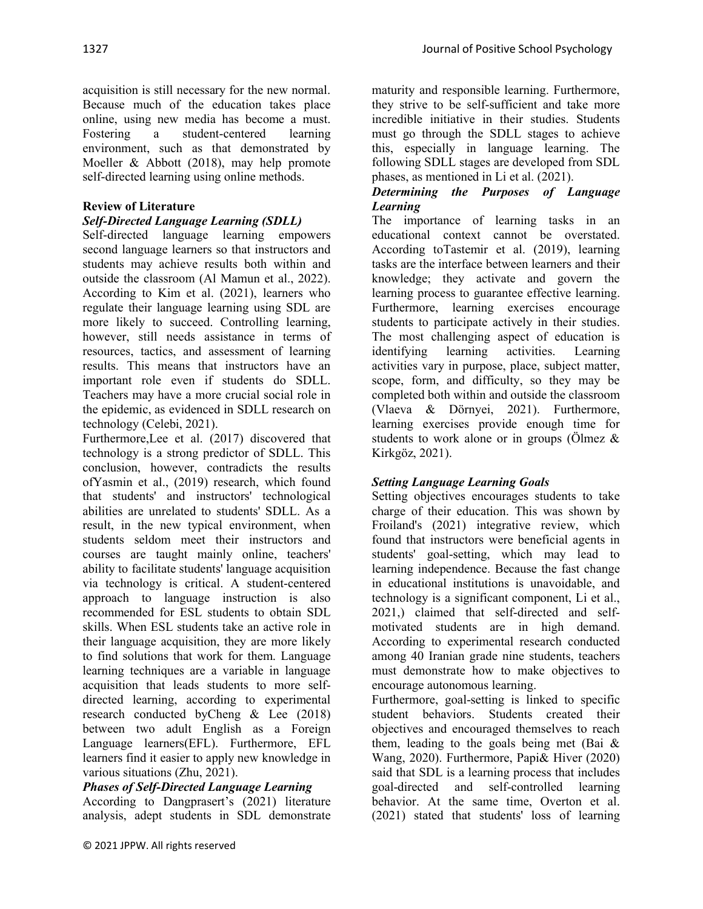acquisition is still necessary for the new normal. Because much of the education takes place online, using new media has become a must. Fostering a student-centered learning environment, such as that demonstrated by Moeller & Abbott (2018), may help promote self-directed learning using online methods.

## Review of Literature

### *Self-Directed Language Learning (SDLL)*

Self-directed language learning empowers second language learners so that instructors and students may achieve results both within and outside the classroom (Al Mamun et al., 2022). According to Kim et al. (2021), learners who regulate their language learning using SDL are more likely to succeed. Controlling learning, however, still needs assistance in terms of resources, tactics, and assessment of learning results. This means that instructors have an important role even if students do SDLL. Teachers may have a more crucial social role in the epidemic, as evidenced in SDLL research on technology (Celebi, 2021).

Furthermore,Lee et al. (2017) discovered that technology is a strong predictor of SDLL. This conclusion, however, contradicts the results ofYasmin et al., (2019) research, which found that students' and instructors' technological abilities are unrelated to students' SDLL. As a result, in the new typical environment, when students seldom meet their instructors and courses are taught mainly online, teachers' ability to facilitate students' language acquisition via technology is critical. A student-centered approach to language instruction is also recommended for ESL students to obtain SDL skills. When ESL students take an active role in their language acquisition, they are more likely to find solutions that work for them. Language learning techniques are a variable in language acquisition that leads students to more self-directed learning, according to experimental research conducted byCheng & Lee (2018) between two adult English as a Foreign Language learners(EFL). Furthermore, EFL learners find it easier to apply new knowledge in various situations (Zhu, 2021).

### *Phases of Self-Directed Language Learning*

According to Dangprasert's (2021) literature analysis, adept students in SDL demonstrate maturity and responsible learning. Furthermore, they strive to be self-sufficient and take more incredible initiative in their studies. Students must go through the SDLL stages to achieve this, especially in language learning. The following SDLL stages are developed from SDL phases, as mentioned in Li et al. (2021).

### *Determining the Purposes of Language Learning*

The importance of learning tasks in an educational context cannot be overstated. According toTastemir et al. (2019), learning tasks are the interface between learners and their knowledge; they activate and govern the learning process to guarantee effective learning. Furthermore, learning exercises encourage students to participate actively in their studies. The most challenging aspect of education is identifying learning activities. Learning activities vary in purpose, place, subject matter, scope, form, and difficulty, so they may be completed both within and outside the classroom (Vlaeva & Dörnyei, 2021). Furthermore, learning exercises provide enough time for students to work alone or in groups (Ölmez & Kirkgöz, 2021).

### *Setting Language Learning Goals*

Setting objectives encourages students to take charge of their education. This was shown by Froiland's (2021) integrative review, which found that instructors were beneficial agents in students' goal-setting, which may lead to learning independence. Because the fast change in educational institutions is unavoidable, and technology is a significant component, Li et al., 2021,) claimed that self-directed and self-motivated students are in high demand. According to experimental research conducted among 40 Iranian grade nine students, teachers must demonstrate how to make objectives to encourage autonomous learning.

Furthermore, goal-setting is linked to specific student behaviors. Students created their objectives and encouraged themselves to reach them, leading to the goals being met (Bai & Wang, 2020). Furthermore, Papi& Hiver (2020) said that SDL is a learning process that includes goal-directed and self-controlled learning behavior. At the same time, Overton et al. (2021) stated that students' loss of learning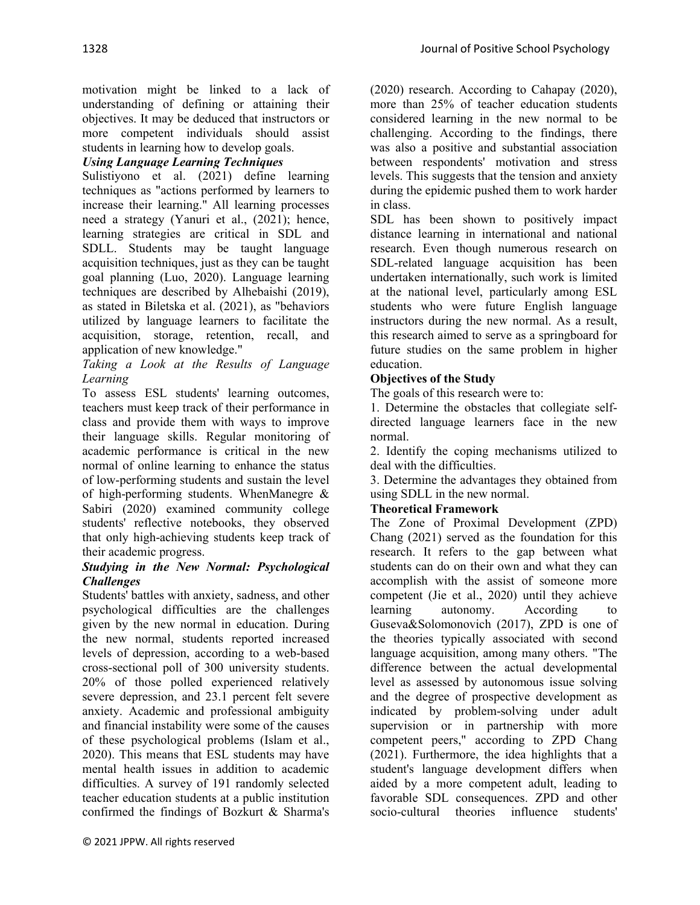motivation might be linked to a lack of understanding of defining or attaining their objectives. It may be deduced that instructors or more competent individuals should assist students in learning how to develop goals.

***Using Language Learning Techniques***

Sulistiyono et al. (2021) define learning techniques as "actions performed by learners to increase their learning." All learning processes need a strategy (Yanuri et al., (2021); hence, learning strategies are critical in SDL and SDLL. Students may be taught language acquisition techniques, just as they can be taught goal planning (Luo, 2020). Language learning techniques are described by Alhebaishi (2019), as stated in Biletska et al. (2021), as "behaviors utilized by language learners to facilitate the acquisition, storage, retention, recall, and application of new knowledge."

*Taking a Look at the Results of Language Learning*

To assess ESL students' learning outcomes, teachers must keep track of their performance in class and provide them with ways to improve their language skills. Regular monitoring of academic performance is critical in the new normal of online learning to enhance the status of low-performing students and sustain the level of high-performing students. WhenManegre & Sabiri (2020) examined community college students' reflective notebooks, they observed that only high-achieving students keep track of their academic progress.

***Studying in the New Normal: Psychological Challenges***

Students' battles with anxiety, sadness, and other psychological difficulties are the challenges given by the new normal in education. During the new normal, students reported increased levels of depression, according to a web-based cross-sectional poll of 300 university students. 20% of those polled experienced relatively severe depression, and 23.1 percent felt severe anxiety. Academic and professional ambiguity and financial instability were some of the causes of these psychological problems (Islam et al., 2020). This means that ESL students may have mental health issues in addition to academic difficulties. A survey of 191 randomly selected teacher education students at a public institution confirmed the findings of Bozkurt & Sharma's (2020) research. According to Cahapay (2020), more than 25% of teacher education students considered learning in the new normal to be challenging. According to the findings, there was also a positive and substantial association between respondents' motivation and stress levels. This suggests that the tension and anxiety during the epidemic pushed them to work harder in class.

SDL has been shown to positively impact distance learning in international and national research. Even though numerous research on SDL-related language acquisition has been undertaken internationally, such work is limited at the national level, particularly among ESL students who were future English language instructors during the new normal. As a result, this research aimed to serve as a springboard for future studies on the same problem in higher education.

**Objectives of the Study**

The goals of this research were to:

1. Determine the obstacles that collegiate self-directed language learners face in the new normal.
2. Identify the coping mechanisms utilized to deal with the difficulties.
3. Determine the advantages they obtained from using SDLL in the new normal.

**Theoretical Framework**

The Zone of Proximal Development (ZPD) Chang (2021) served as the foundation for this research. It refers to the gap between what students can do on their own and what they can accomplish with the assist of someone more competent (Jie et al., 2020) until they achieve learning autonomy. According to Guseva&Solomonovich (2017), ZPD is one of the theories typically associated with second language acquisition, among many others. "The difference between the actual developmental level as assessed by autonomous issue solving and the degree of prospective development as indicated by problem-solving under adult supervision or in partnership with more competent peers," according to ZPD Chang (2021). Furthermore, the idea highlights that a student's language development differs when aided by a more competent adult, leading to favorable SDL consequences. ZPD and other socio-cultural theories influence students'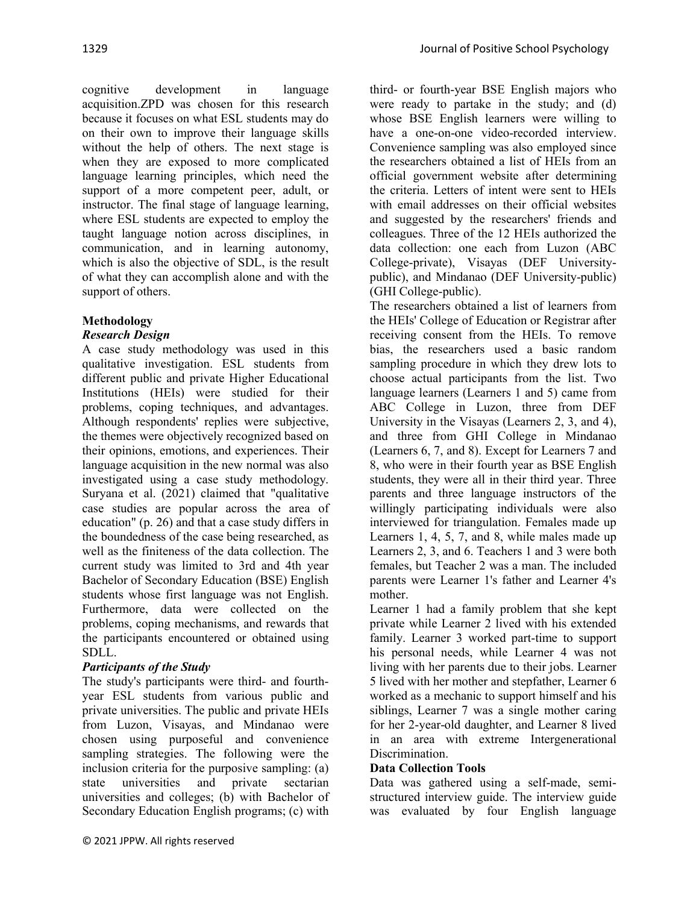cognitive development in language acquisition.ZPD was chosen for this research because it focuses on what ESL students may do on their own to improve their language skills without the help of others. The next stage is when they are exposed to more complicated language learning principles, which need the support of a more competent peer, adult, or instructor. The final stage of language learning, where ESL students are expected to employ the taught language notion across disciplines, in communication, and in learning autonomy, which is also the objective of SDL, is the result of what they can accomplish alone and with the support of others.

## Methodology

### *Research Design*

A case study methodology was used in this qualitative investigation. ESL students from different public and private Higher Educational Institutions (HEIs) were studied for their problems, coping techniques, and advantages. Although respondents' replies were subjective, the themes were objectively recognized based on their opinions, emotions, and experiences. Their language acquisition in the new normal was also investigated using a case study methodology. Suryana et al. (2021) claimed that "qualitative case studies are popular across the area of education" (p. 26) and that a case study differs in the boundedness of the case being researched, as well as the finiteness of the data collection. The current study was limited to 3rd and 4th year Bachelor of Secondary Education (BSE) English students whose first language was not English. Furthermore, data were collected on the problems, coping mechanisms, and rewards that the participants encountered or obtained using SDLL.

### *Participants of the Study*

The study's participants were third- and fourth-year ESL students from various public and private universities. The public and private HEIs from Luzon, Visayas, and Mindanao were chosen using purposeful and convenience sampling strategies. The following were the inclusion criteria for the purposive sampling: (a) state universities and private sectarian universities and colleges; (b) with Bachelor of Secondary Education English programs; (c) with third- or fourth-year BSE English majors who were ready to partake in the study; and (d) whose BSE English learners were willing to have a one-on-one video-recorded interview. Convenience sampling was also employed since the researchers obtained a list of HEIs from an official government website after determining the criteria. Letters of intent were sent to HEIs with email addresses on their official websites and suggested by the researchers' friends and colleagues. Three of the 12 HEIs authorized the data collection: one each from Luzon (ABC College-private), Visayas (DEF University-public), and Mindanao (DEF University-public) (GHI College-public).

The researchers obtained a list of learners from the HEIs' College of Education or Registrar after receiving consent from the HEIs. To remove bias, the researchers used a basic random sampling procedure in which they drew lots to choose actual participants from the list. Two language learners (Learners 1 and 5) came from ABC College in Luzon, three from DEF University in the Visayas (Learners 2, 3, and 4), and three from GHI College in Mindanao (Learners 6, 7, and 8). Except for Learners 7 and 8, who were in their fourth year as BSE English students, they were all in their third year. Three parents and three language instructors of the willingly participating individuals were also interviewed for triangulation. Females made up Learners 1, 4, 5, 7, and 8, while males made up Learners 2, 3, and 6. Teachers 1 and 3 were both females, but Teacher 2 was a man. The included parents were Learner 1's father and Learner 4's mother.

Learner 1 had a family problem that she kept private while Learner 2 lived with his extended family. Learner 3 worked part-time to support his personal needs, while Learner 4 was not living with her parents due to their jobs. Learner 5 lived with her mother and stepfather, Learner 6 worked as a mechanic to support himself and his siblings, Learner 7 was a single mother caring for her 2-year-old daughter, and Learner 8 lived in an area with extreme Intergenerational Discrimination.

### Data Collection Tools

Data was gathered using a self-made, semi-structured interview guide. The interview guide was evaluated by four English language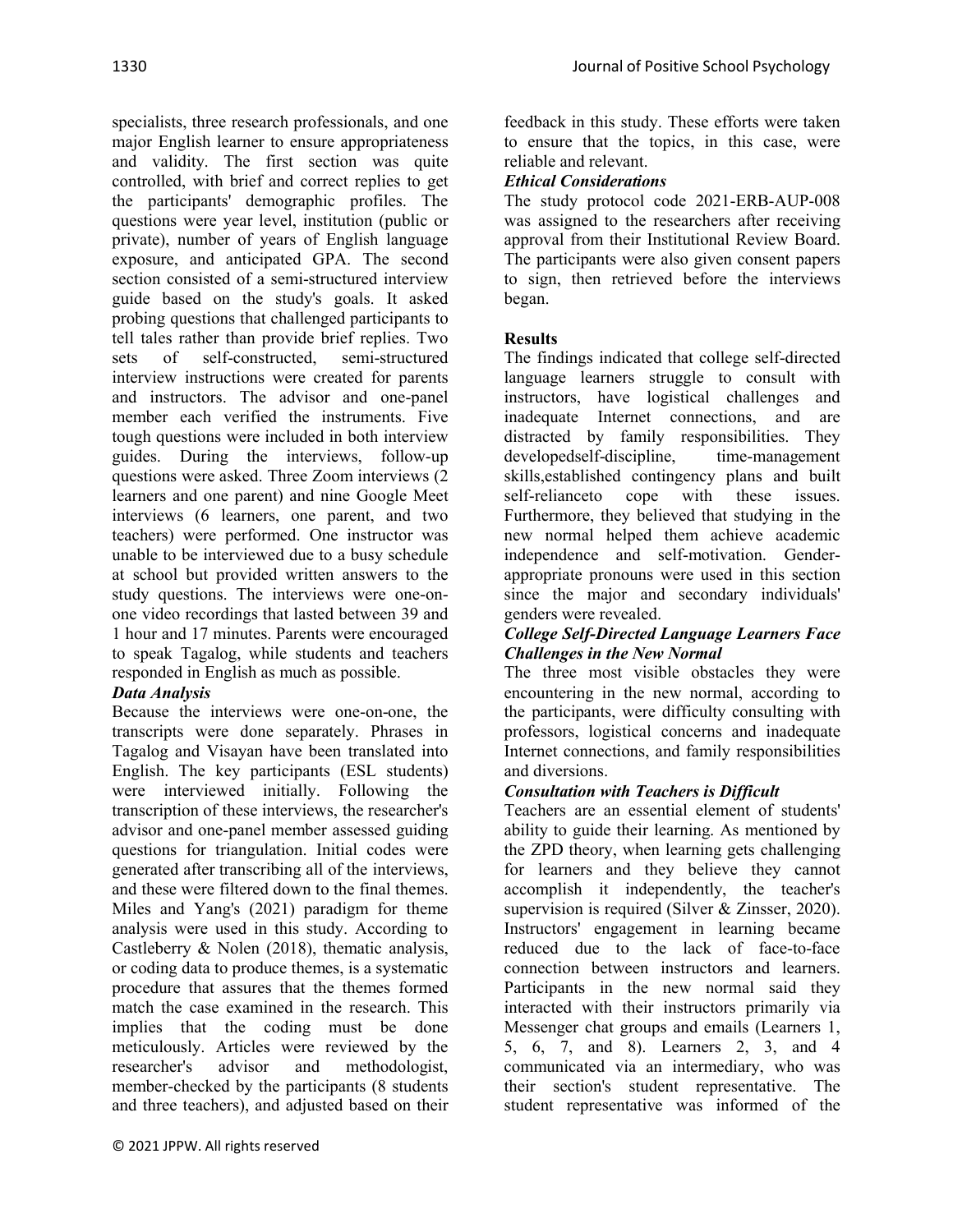specialists, three research professionals, and one major English learner to ensure appropriateness and validity. The first section was quite controlled, with brief and correct replies to get the participants' demographic profiles. The questions were year level, institution (public or private), number of years of English language exposure, and anticipated GPA. The second section consisted of a semi-structured interview guide based on the study's goals. It asked probing questions that challenged participants to tell tales rather than provide brief replies. Two sets of self-constructed, semi-structured interview instructions were created for parents and instructors. The advisor and one-panel member each verified the instruments. Five tough questions were included in both interview guides. During the interviews, follow-up questions were asked. Three Zoom interviews (2 learners and one parent) and nine Google Meet interviews (6 learners, one parent, and two teachers) were performed. One instructor was unable to be interviewed due to a busy schedule at school but provided written answers to the study questions. The interviews were one-on-one video recordings that lasted between 39 and 1 hour and 17 minutes. Parents were encouraged to speak Tagalog, while students and teachers responded in English as much as possible.

### *Data Analysis*

Because the interviews were one-on-one, the transcripts were done separately. Phrases in Tagalog and Visayan have been translated into English. The key participants (ESL students) were interviewed initially. Following the transcription of these interviews, the researcher's advisor and one-panel member assessed guiding questions for triangulation. Initial codes were generated after transcribing all of the interviews, and these were filtered down to the final themes. Miles and Yang's (2021) paradigm for theme analysis were used in this study. According to Castleberry & Nolen (2018), thematic analysis, or coding data to produce themes, is a systematic procedure that assures that the themes formed match the case examined in the research. This implies that the coding must be done meticulously. Articles were reviewed by the researcher's advisor and methodologist, member-checked by the participants (8 students and three teachers), and adjusted based on their feedback in this study. These efforts were taken to ensure that the topics, in this case, were reliable and relevant.

### *Ethical Considerations*

The study protocol code 2021-ERB-AUP-008 was assigned to the researchers after receiving approval from their Institutional Review Board. The participants were also given consent papers to sign, then retrieved before the interviews began.

## Results

The findings indicated that college self-directed language learners struggle to consult with instructors, have logistical challenges and inadequate Internet connections, and are distracted by family responsibilities. They developedself-discipline, time-management skills,established contingency plans and built self-relianceto cope with these issues. Furthermore, they believed that studying in the new normal helped them achieve academic independence and self-motivation. Gender-appropriate pronouns were used in this section since the major and secondary individuals' genders were revealed.

### *College Self-Directed Language Learners Face Challenges in the New Normal*

The three most visible obstacles they were encountering in the new normal, according to the participants, were difficulty consulting with professors, logistical concerns and inadequate Internet connections, and family responsibilities and diversions.

### *Consultation with Teachers is Difficult*

Teachers are an essential element of students' ability to guide their learning. As mentioned by the ZPD theory, when learning gets challenging for learners and they believe they cannot accomplish it independently, the teacher's supervision is required (Silver & Zinsser, 2020). Instructors' engagement in learning became reduced due to the lack of face-to-face connection between instructors and learners. Participants in the new normal said they interacted with their instructors primarily via Messenger chat groups and emails (Learners 1, 5, 6, 7, and 8). Learners 2, 3, and 4 communicated via an intermediary, who was their section's student representative. The student representative was informed of the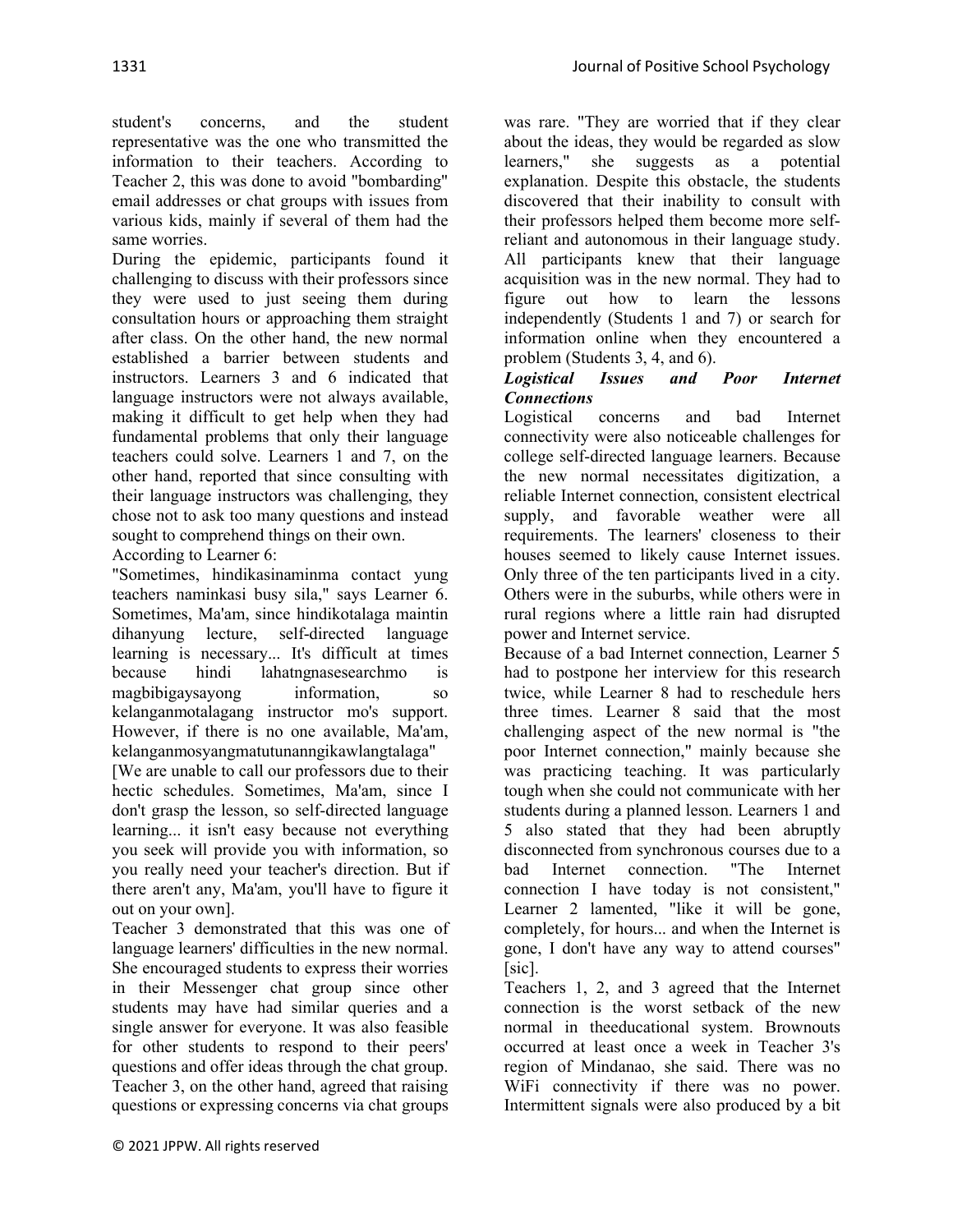student's concerns, and the student representative was the one who transmitted the information to their teachers. According to Teacher 2, this was done to avoid "bombarding" email addresses or chat groups with issues from various kids, mainly if several of them had the same worries.

During the epidemic, participants found it challenging to discuss with their professors since they were used to just seeing them during consultation hours or approaching them straight after class. On the other hand, the new normal established a barrier between students and instructors. Learners 3 and 6 indicated that language instructors were not always available, making it difficult to get help when they had fundamental problems that only their language teachers could solve. Learners 1 and 7, on the other hand, reported that since consulting with their language instructors was challenging, they chose not to ask too many questions and instead sought to comprehend things on their own.

According to Learner 6:

"Sometimes, hindikasinaminma contact yung teachers naminkasi busy sila," says Learner 6. Sometimes, Ma'am, since hindikotalaga maintin dihanyung lecture, self-directed language learning is necessary... It's difficult at times because hindi lahatngnasesearchmo is magbibigaysayong information, so kelanganmotalagang instructor mo's support. However, if there is no one available, Ma'am, kelanganmosyangmatutunanngikawlangtalaga"

[We are unable to call our professors due to their hectic schedules. Sometimes, Ma'am, since I don't grasp the lesson, so self-directed language learning... it isn't easy because not everything you seek will provide you with information, so you really need your teacher's direction. But if there aren't any, Ma'am, you'll have to figure it out on your own].

Teacher 3 demonstrated that this was one of language learners' difficulties in the new normal. She encouraged students to express their worries in their Messenger chat group since other students may have had similar queries and a single answer for everyone. It was also feasible for other students to respond to their peers' questions and offer ideas through the chat group. Teacher 3, on the other hand, agreed that raising questions or expressing concerns via chat groups was rare. "They are worried that if they clear about the ideas, they would be regarded as slow learners," she suggests as a potential explanation. Despite this obstacle, the students discovered that their inability to consult with their professors helped them become more self-reliant and autonomous in their language study. All participants knew that their language acquisition was in the new normal. They had to figure out how to learn the lessons independently (Students 1 and 7) or search for information online when they encountered a problem (Students 3, 4, and 6).

***Logistical Issues and Poor Internet Connections***

Logistical concerns and bad Internet connectivity were also noticeable challenges for college self-directed language learners. Because the new normal necessitates digitization, a reliable Internet connection, consistent electrical supply, and favorable weather were all requirements. The learners' closeness to their houses seemed to likely cause Internet issues. Only three of the ten participants lived in a city. Others were in the suburbs, while others were in rural regions where a little rain had disrupted power and Internet service.

Because of a bad Internet connection, Learner 5 had to postpone her interview for this research twice, while Learner 8 had to reschedule hers three times. Learner 8 said that the most challenging aspect of the new normal is "the poor Internet connection," mainly because she was practicing teaching. It was particularly tough when she could not communicate with her students during a planned lesson. Learners 1 and 5 also stated that they had been abruptly disconnected from synchronous courses due to a bad Internet connection. "The Internet connection I have today is not consistent," Learner 2 lamented, "like it will be gone, completely, for hours... and when the Internet is gone, I don't have any way to attend courses" [sic].

Teachers 1, 2, and 3 agreed that the Internet connection is the worst setback of the new normal in theeducational system. Brownouts occurred at least once a week in Teacher 3's region of Mindanao, she said. There was no WiFi connectivity if there was no power. Intermittent signals were also produced by a bit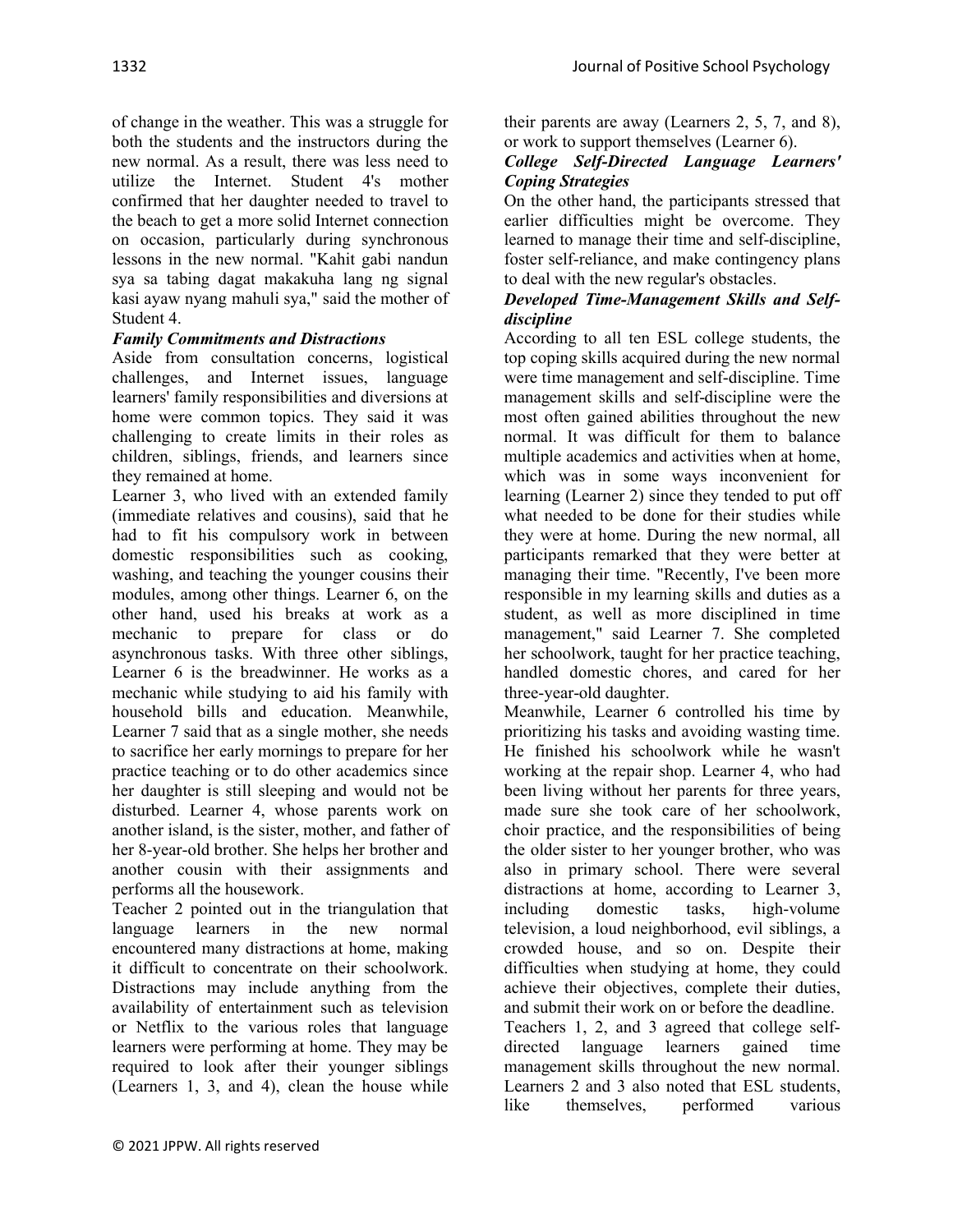of change in the weather. This was a struggle for both the students and the instructors during the new normal. As a result, there was less need to utilize the Internet. Student 4's mother confirmed that her daughter needed to travel to the beach to get a more solid Internet connection on occasion, particularly during synchronous lessons in the new normal. "Kahit gabi nandun sya sa tabing dagat makakuha lang ng signal kasi ayaw nyang mahuli sya," said the mother of Student 4.

### *Family Commitments and Distractions*

Aside from consultation concerns, logistical challenges, and Internet issues, language learners' family responsibilities and diversions at home were common topics. They said it was challenging to create limits in their roles as children, siblings, friends, and learners since they remained at home.

Learner 3, who lived with an extended family (immediate relatives and cousins), said that he had to fit his compulsory work in between domestic responsibilities such as cooking, washing, and teaching the younger cousins their modules, among other things. Learner 6, on the other hand, used his breaks at work as a mechanic to prepare for class or do asynchronous tasks. With three other siblings, Learner 6 is the breadwinner. He works as a mechanic while studying to aid his family with household bills and education. Meanwhile, Learner 7 said that as a single mother, she needs to sacrifice her early mornings to prepare for her practice teaching or to do other academics since her daughter is still sleeping and would not be disturbed. Learner 4, whose parents work on another island, is the sister, mother, and father of her 8-year-old brother. She helps her brother and another cousin with their assignments and performs all the housework.

Teacher 2 pointed out in the triangulation that language learners in the new normal encountered many distractions at home, making it difficult to concentrate on their schoolwork. Distractions may include anything from the availability of entertainment such as television or Netflix to the various roles that language learners were performing at home. They may be required to look after their younger siblings (Learners 1, 3, and 4), clean the house while their parents are away (Learners 2, 5, 7, and 8), or work to support themselves (Learner 6).

### *College Self-Directed Language Learners' Coping Strategies*

On the other hand, the participants stressed that earlier difficulties might be overcome. They learned to manage their time and self-discipline, foster self-reliance, and make contingency plans to deal with the new regular's obstacles.

### *Developed Time-Management Skills and Self-discipline*

According to all ten ESL college students, the top coping skills acquired during the new normal were time management and self-discipline. Time management skills and self-discipline were the most often gained abilities throughout the new normal. It was difficult for them to balance multiple academics and activities when at home, which was in some ways inconvenient for learning (Learner 2) since they tended to put off what needed to be done for their studies while they were at home. During the new normal, all participants remarked that they were better at managing their time. "Recently, I've been more responsible in my learning skills and duties as a student, as well as more disciplined in time management," said Learner 7. She completed her schoolwork, taught for her practice teaching, handled domestic chores, and cared for her three-year-old daughter.

Meanwhile, Learner 6 controlled his time by prioritizing his tasks and avoiding wasting time. He finished his schoolwork while he wasn't working at the repair shop. Learner 4, who had been living without her parents for three years, made sure she took care of her schoolwork, choir practice, and the responsibilities of being the older sister to her younger brother, who was also in primary school. There were several distractions at home, according to Learner 3, including domestic tasks, high-volume television, a loud neighborhood, evil siblings, a crowded house, and so on. Despite their difficulties when studying at home, they could achieve their objectives, complete their duties, and submit their work on or before the deadline.

Teachers 1, 2, and 3 agreed that college self-directed language learners gained time management skills throughout the new normal. Learners 2 and 3 also noted that ESL students, like themselves, performed various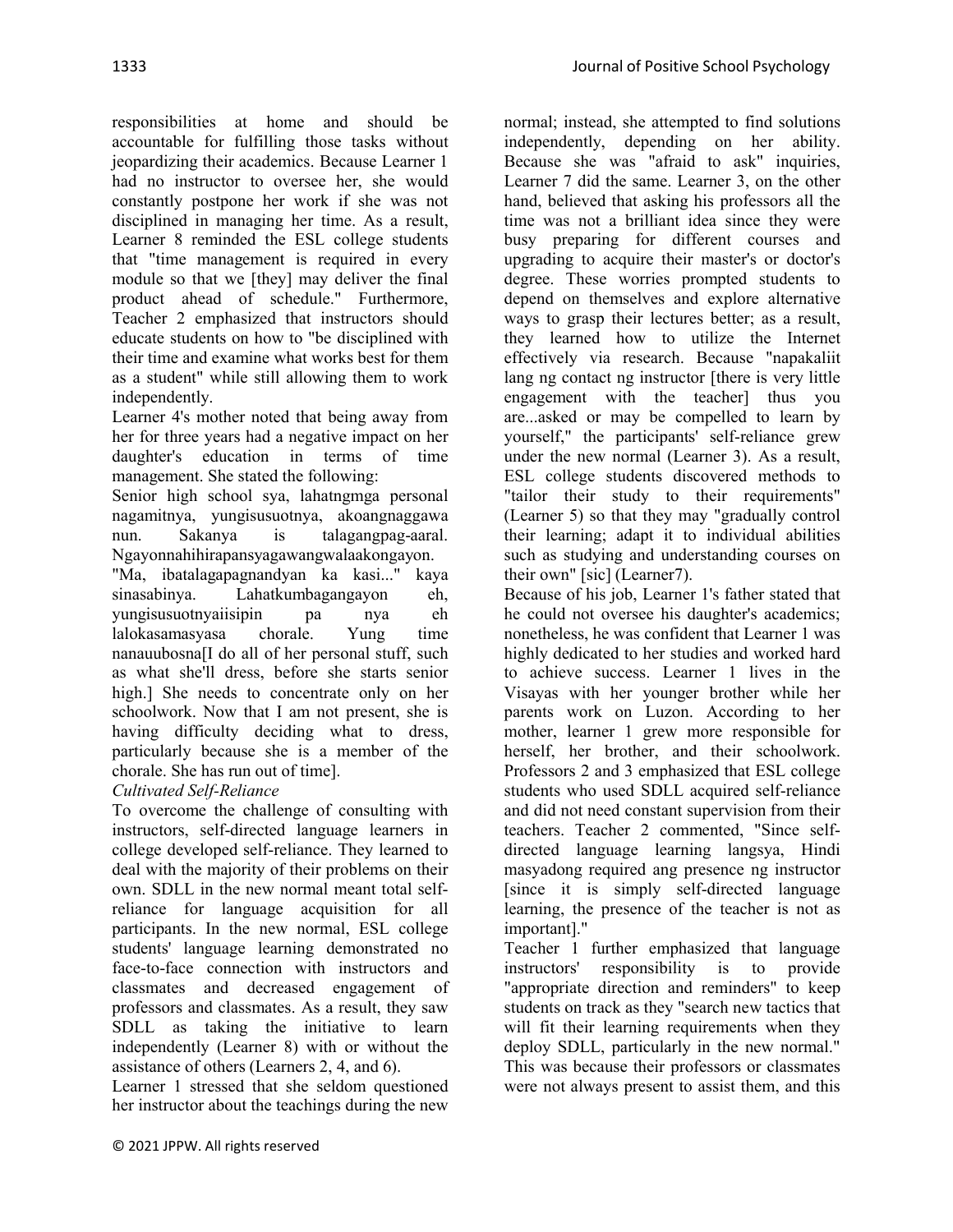responsibilities at home and should be accountable for fulfilling those tasks without jeopardizing their academics. Because Learner 1 had no instructor to oversee her, she would constantly postpone her work if she was not disciplined in managing her time. As a result, Learner 8 reminded the ESL college students that "time management is required in every module so that we [they] may deliver the final product ahead of schedule." Furthermore, Teacher 2 emphasized that instructors should educate students on how to "be disciplined with their time and examine what works best for them as a student" while still allowing them to work independently.

Learner 4's mother noted that being away from her for three years had a negative impact on her daughter's education in terms of time management. She stated the following:

Senior high school sya, lahatngmga personal nagamitnya, yungisusuotnya, akoangnaggawa nun. Sakanya is talagangpag-aaral. Ngayonnahihirapansyagawangwalaakongayon. "Ma, ibatalagapagnandyan ka kasi..." kaya sinasabinya. Lahatkumbagangayon eh, yungisusuotnyaiisipin pa nya eh lalokasamasyasa chorale. Yung time nanauubosna[I do all of her personal stuff, such as what she'll dress, before she starts senior high.] She needs to concentrate only on her schoolwork. Now that I am not present, she is having difficulty deciding what to dress, particularly because she is a member of the chorale. She has run out of time].

*Cultivated Self-Reliance*

To overcome the challenge of consulting with instructors, self-directed language learners in college developed self-reliance. They learned to deal with the majority of their problems on their own. SDLL in the new normal meant total self-reliance for language acquisition for all participants. In the new normal, ESL college students' language learning demonstrated no face-to-face connection with instructors and classmates and decreased engagement of professors and classmates. As a result, they saw SDLL as taking the initiative to learn independently (Learner 8) with or without the assistance of others (Learners 2, 4, and 6).

Learner 1 stressed that she seldom questioned her instructor about the teachings during the new normal; instead, she attempted to find solutions independently, depending on her ability. Because she was "afraid to ask" inquiries, Learner 7 did the same. Learner 3, on the other hand, believed that asking his professors all the time was not a brilliant idea since they were busy preparing for different courses and upgrading to acquire their master's or doctor's degree. These worries prompted students to depend on themselves and explore alternative ways to grasp their lectures better; as a result, they learned how to utilize the Internet effectively via research. Because "napakaliit lang ng contact ng instructor [there is very little engagement with the teacher] thus you are...asked or may be compelled to learn by yourself," the participants' self-reliance grew under the new normal (Learner 3). As a result, ESL college students discovered methods to "tailor their study to their requirements" (Learner 5) so that they may "gradually control their learning; adapt it to individual abilities such as studying and understanding courses on their own" [sic] (Learner7).

Because of his job, Learner 1's father stated that he could not oversee his daughter's academics; nonetheless, he was confident that Learner 1 was highly dedicated to her studies and worked hard to achieve success. Learner 1 lives in the Visayas with her younger brother while her parents work on Luzon. According to her mother, learner 1 grew more responsible for herself, her brother, and their schoolwork. Professors 2 and 3 emphasized that ESL college students who used SDLL acquired self-reliance and did not need constant supervision from their teachers. Teacher 2 commented, "Since self-directed language learning langsya, Hindi masyadong required ang presence ng instructor [since it is simply self-directed language learning, the presence of the teacher is not as important]."

Teacher 1 further emphasized that language instructors' responsibility is to provide "appropriate direction and reminders" to keep students on track as they "search new tactics that will fit their learning requirements when they deploy SDLL, particularly in the new normal." This was because their professors or classmates were not always present to assist them, and this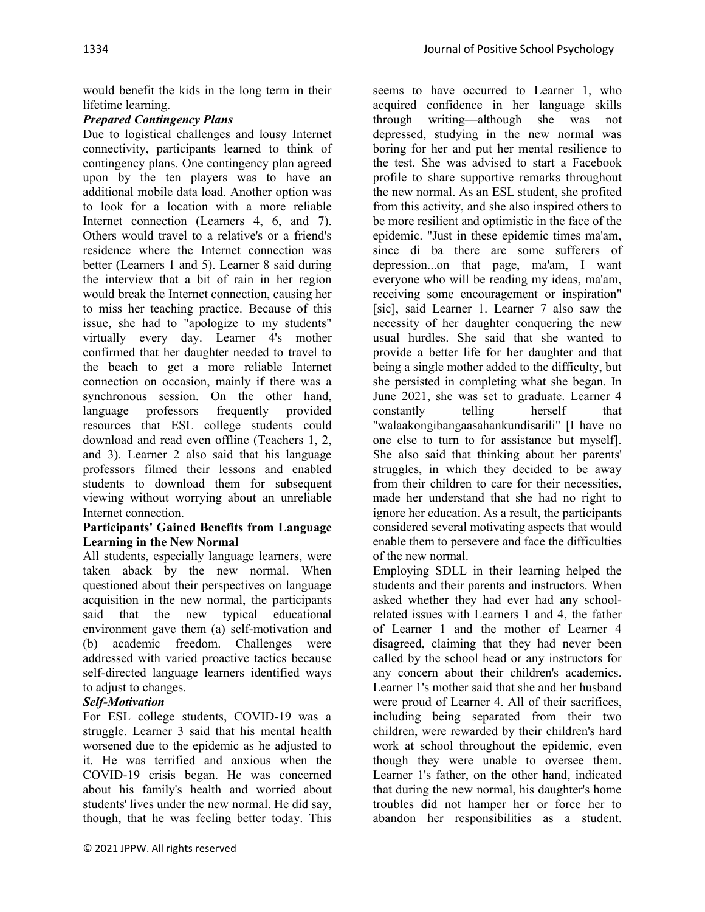would benefit the kids in the long term in their lifetime learning.

***Prepared Contingency Plans***

Due to logistical challenges and lousy Internet connectivity, participants learned to think of contingency plans. One contingency plan agreed upon by the ten players was to have an additional mobile data load. Another option was to look for a location with a more reliable Internet connection (Learners 4, 6, and 7). Others would travel to a relative's or a friend's residence where the Internet connection was better (Learners 1 and 5). Learner 8 said during the interview that a bit of rain in her region would break the Internet connection, causing her to miss her teaching practice. Because of this issue, she had to "apologize to my students" virtually every day. Learner 4's mother confirmed that her daughter needed to travel to the beach to get a more reliable Internet connection on occasion, mainly if there was a synchronous session. On the other hand, language professors frequently provided resources that ESL college students could download and read even offline (Teachers 1, 2, and 3). Learner 2 also said that his language professors filmed their lessons and enabled students to download them for subsequent viewing without worrying about an unreliable Internet connection.

**Participants' Gained Benefits from Language Learning in the New Normal**

All students, especially language learners, were taken aback by the new normal. When questioned about their perspectives on language acquisition in the new normal, the participants said that the new typical educational environment gave them (a) self-motivation and (b) academic freedom. Challenges were addressed with varied proactive tactics because self-directed language learners identified ways to adjust to changes.

***Self-Motivation***

For ESL college students, COVID-19 was a struggle. Learner 3 said that his mental health worsened due to the epidemic as he adjusted to it. He was terrified and anxious when the COVID-19 crisis began. He was concerned about his family's health and worried about students' lives under the new normal. He did say, though, that he was feeling better today. This seems to have occurred to Learner 1, who acquired confidence in her language skills through writing—although she was not depressed, studying in the new normal was boring for her and put her mental resilience to the test. She was advised to start a Facebook profile to share supportive remarks throughout the new normal. As an ESL student, she profited from this activity, and she also inspired others to be more resilient and optimistic in the face of the epidemic. "Just in these epidemic times ma'am, since di ba there are some sufferers of depression...on that page, ma'am, I want everyone who will be reading my ideas, ma'am, receiving some encouragement or inspiration" [sic], said Learner 1. Learner 7 also saw the necessity of her daughter conquering the new usual hurdles. She said that she wanted to provide a better life for her daughter and that being a single mother added to the difficulty, but she persisted in completing what she began. In June 2021, she was set to graduate. Learner 4 constantly telling herself that "walaakongibangaasahankundisarili" [I have no one else to turn to for assistance but myself]. She also said that thinking about her parents' struggles, in which they decided to be away from their children to care for their necessities, made her understand that she had no right to ignore her education. As a result, the participants considered several motivating aspects that would enable them to persevere and face the difficulties of the new normal.

Employing SDLL in their learning helped the students and their parents and instructors. When asked whether they had ever had any school-related issues with Learners 1 and 4, the father of Learner 1 and the mother of Learner 4 disagreed, claiming that they had never been called by the school head or any instructors for any concern about their children's academics. Learner 1's mother said that she and her husband were proud of Learner 4. All of their sacrifices, including being separated from their two children, were rewarded by their children's hard work at school throughout the epidemic, even though they were unable to oversee them. Learner 1's father, on the other hand, indicated that during the new normal, his daughter's home troubles did not hamper her or force her to abandon her responsibilities as a student.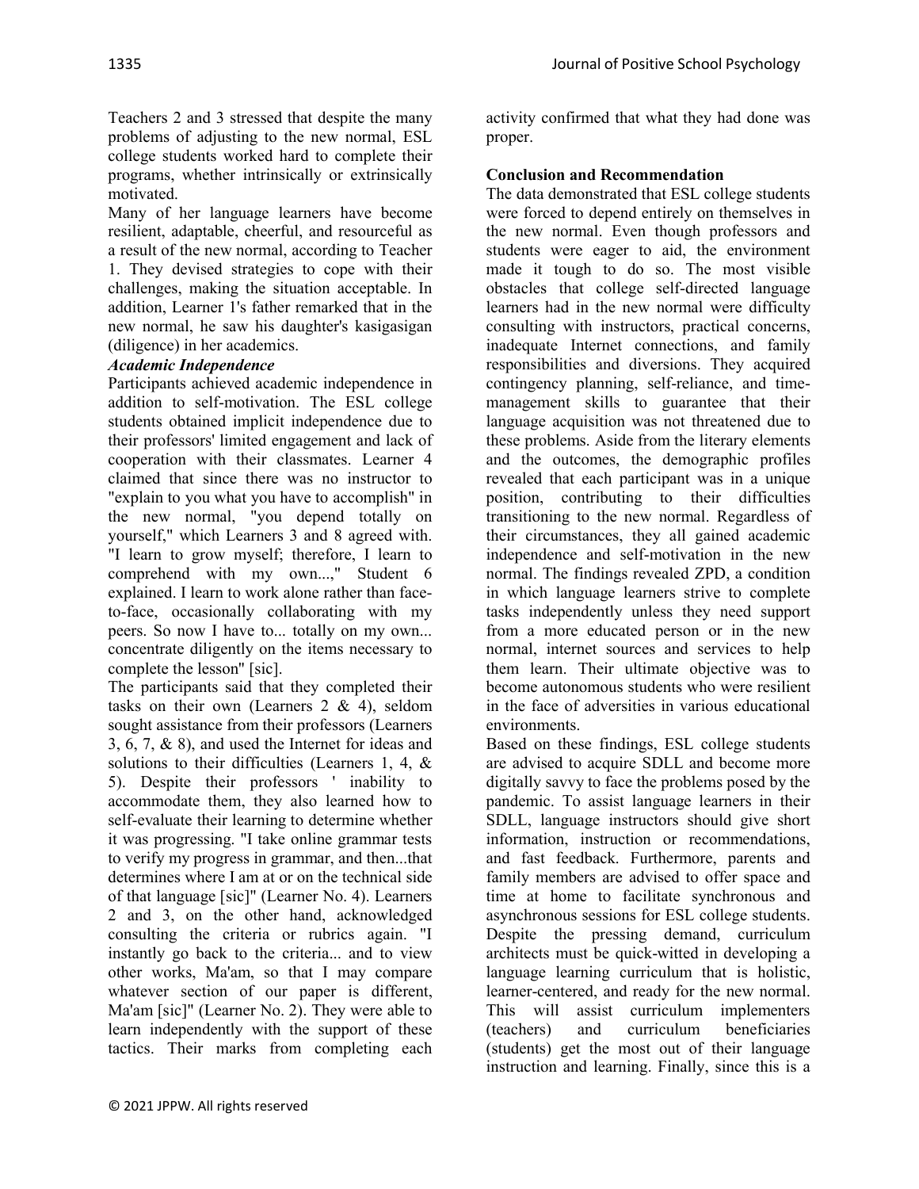Teachers 2 and 3 stressed that despite the many problems of adjusting to the new normal, ESL college students worked hard to complete their programs, whether intrinsically or extrinsically motivated.

Many of her language learners have become resilient, adaptable, cheerful, and resourceful as a result of the new normal, according to Teacher 1. They devised strategies to cope with their challenges, making the situation acceptable. In addition, Learner 1's father remarked that in the new normal, he saw his daughter's kasigasigan (diligence) in her academics.

***Academic Independence***

Participants achieved academic independence in addition to self-motivation. The ESL college students obtained implicit independence due to their professors' limited engagement and lack of cooperation with their classmates. Learner 4 claimed that since there was no instructor to "explain to you what you have to accomplish" in the new normal, "you depend totally on yourself," which Learners 3 and 8 agreed with. "I learn to grow myself; therefore, I learn to comprehend with my own...," Student 6 explained. I learn to work alone rather than face-to-face, occasionally collaborating with my peers. So now I have to... totally on my own... concentrate diligently on the items necessary to complete the lesson" [sic].

The participants said that they completed their tasks on their own (Learners 2 & 4), seldom sought assistance from their professors (Learners 3, 6, 7, & 8), and used the Internet for ideas and solutions to their difficulties (Learners 1, 4, & 5). Despite their professors ' inability to accommodate them, they also learned how to self-evaluate their learning to determine whether it was progressing. "I take online grammar tests to verify my progress in grammar, and then...that determines where I am at or on the technical side of that language [sic]" (Learner No. 4). Learners 2 and 3, on the other hand, acknowledged consulting the criteria or rubrics again. "I instantly go back to the criteria... and to view other works, Ma'am, so that I may compare whatever section of our paper is different, Ma'am [sic]" (Learner No. 2). They were able to learn independently with the support of these tactics. Their marks from completing each activity confirmed that what they had done was proper.

**Conclusion and Recommendation**

The data demonstrated that ESL college students were forced to depend entirely on themselves in the new normal. Even though professors and students were eager to aid, the environment made it tough to do so. The most visible obstacles that college self-directed language learners had in the new normal were difficulty consulting with instructors, practical concerns, inadequate Internet connections, and family responsibilities and diversions. They acquired contingency planning, self-reliance, and time-management skills to guarantee that their language acquisition was not threatened due to these problems. Aside from the literary elements and the outcomes, the demographic profiles revealed that each participant was in a unique position, contributing to their difficulties transitioning to the new normal. Regardless of their circumstances, they all gained academic independence and self-motivation in the new normal. The findings revealed ZPD, a condition in which language learners strive to complete tasks independently unless they need support from a more educated person or in the new normal, internet sources and services to help them learn. Their ultimate objective was to become autonomous students who were resilient in the face of adversities in various educational environments.

Based on these findings, ESL college students are advised to acquire SDLL and become more digitally savvy to face the problems posed by the pandemic. To assist language learners in their SDLL, language instructors should give short information, instruction or recommendations, and fast feedback. Furthermore, parents and family members are advised to offer space and time at home to facilitate synchronous and asynchronous sessions for ESL college students. Despite the pressing demand, curriculum architects must be quick-witted in developing a language learning curriculum that is holistic, learner-centered, and ready for the new normal. This will assist curriculum implementers (teachers) and curriculum beneficiaries (students) get the most out of their language instruction and learning. Finally, since this is a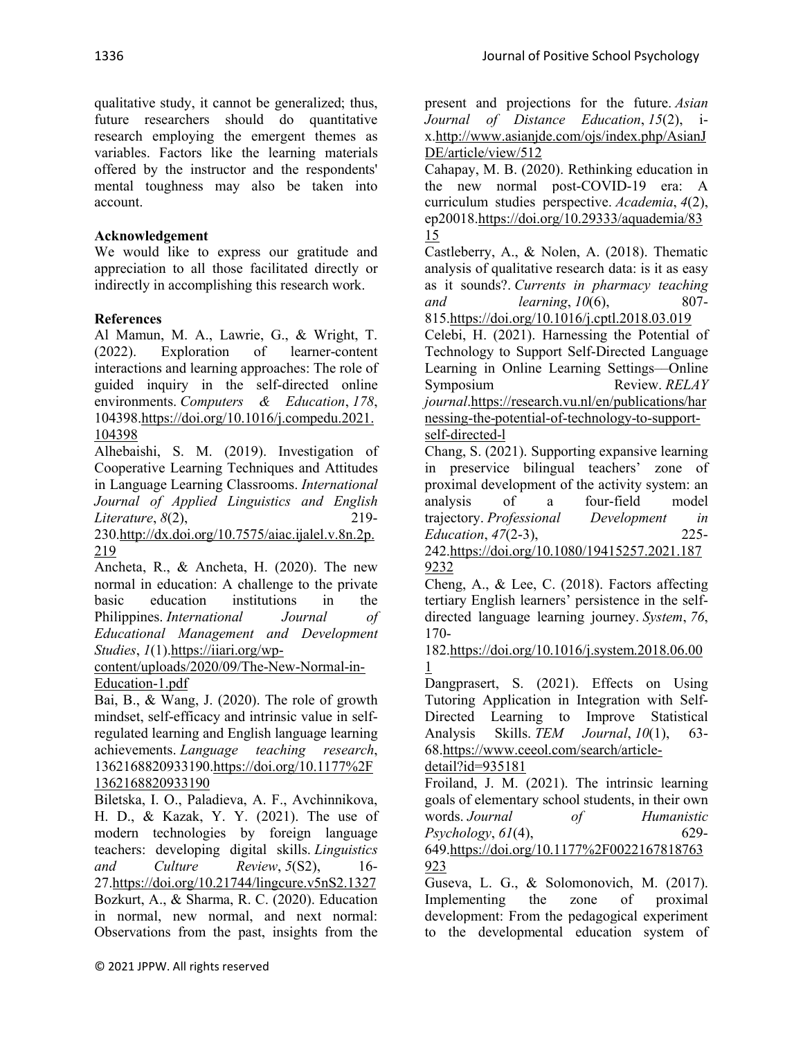qualitative study, it cannot be generalized; thus, future researchers should do quantitative research employing the emergent themes as variables. Factors like the learning materials offered by the instructor and the respondents' mental toughness may also be taken into account.

## Acknowledgement

We would like to express our gratitude and appreciation to all those facilitated directly or indirectly in accomplishing this research work.

## References

Al Mamun, M. A., Lawrie, G., & Wright, T. (2022). Exploration of learner-content interactions and learning approaches: The role of guided inquiry in the self-directed online environments. *Computers & Education*, *178*, 104398.https://doi.org/10.1016/j.compedu.2021.104398

Alhebaishi, S. M. (2019). Investigation of Cooperative Learning Techniques and Attitudes in Language Learning Classrooms. *International Journal of Applied Linguistics and English Literature*, *8*(2), 219-230.http://dx.doi.org/10.7575/aiac.ijalel.v.8n.2p.219

Ancheta, R., & Ancheta, H. (2020). The new normal in education: A challenge to the private basic education institutions in the Philippines. *International Journal of Educational Management and Development Studies*, *1*(1).https://iiari.org/wp-content/uploads/2020/09/The-New-Normal-in-Education-1.pdf

Bai, B., & Wang, J. (2020). The role of growth mindset, self-efficacy and intrinsic value in self-regulated learning and English language learning achievements. *Language teaching research*, 1362168820933190.https://doi.org/10.1177%2F1362168820933190

Biletska, I. O., Paladieva, A. F., Avchinnikova, H. D., & Kazak, Y. Y. (2021). The use of modern technologies by foreign language teachers: developing digital skills. *Linguistics and Culture Review*, *5*(S2), 16-27.https://doi.org/10.21744/lingcure.v5nS2.1327

Bozkurt, A., & Sharma, R. C. (2020). Education in normal, new normal, and next normal: Observations from the past, insights from the present and projections for the future. *Asian Journal of Distance Education*, *15*(2), i-x.http://www.asianjde.com/ojs/index.php/AsianJDE/article/view/512

Cahapay, M. B. (2020). Rethinking education in the new normal post-COVID-19 era: A curriculum studies perspective. *Academia*, *4*(2), ep20018.https://doi.org/10.29333/aquademia/8315

Castleberry, A., & Nolen, A. (2018). Thematic analysis of qualitative research data: is it as easy as it sounds?. *Currents in pharmacy teaching and learning*, *10*(6), 807-815.https://doi.org/10.1016/j.cptl.2018.03.019

Celebi, H. (2021). Harnessing the Potential of Technology to Support Self-Directed Language Learning in Online Learning Settings—Online Symposium Review. *RELAY journal*.https://research.vu.nl/en/publications/harnessing-the-potential-of-technology-to-support-self-directed-l

Chang, S. (2021). Supporting expansive learning in preservice bilingual teachers' zone of proximal development of the activity system: an analysis of a four-field model trajectory. *Professional Development in Education*, *47*(2-3), 225-242.https://doi.org/10.1080/19415257.2021.1879232

Cheng, A., & Lee, C. (2018). Factors affecting tertiary English learners' persistence in the self-directed language learning journey. *System*, *76*, 170-182.https://doi.org/10.1016/j.system.2018.06.001

Dangprasert, S. (2021). Effects on Using Tutoring Application in Integration with Self-Directed Learning to Improve Statistical Analysis Skills. *TEM Journal*, *10*(1), 63-68.https://www.ceeol.com/search/article-detail?id=935181

Froiland, J. M. (2021). The intrinsic learning goals of elementary school students, in their own words. *Journal of Humanistic Psychology*, *61*(4), 629-649.https://doi.org/10.1177%2F0022167818763923

Guseva, L. G., & Solomonovich, M. (2017). Implementing the zone of proximal development: From the pedagogical experiment to the developmental education system of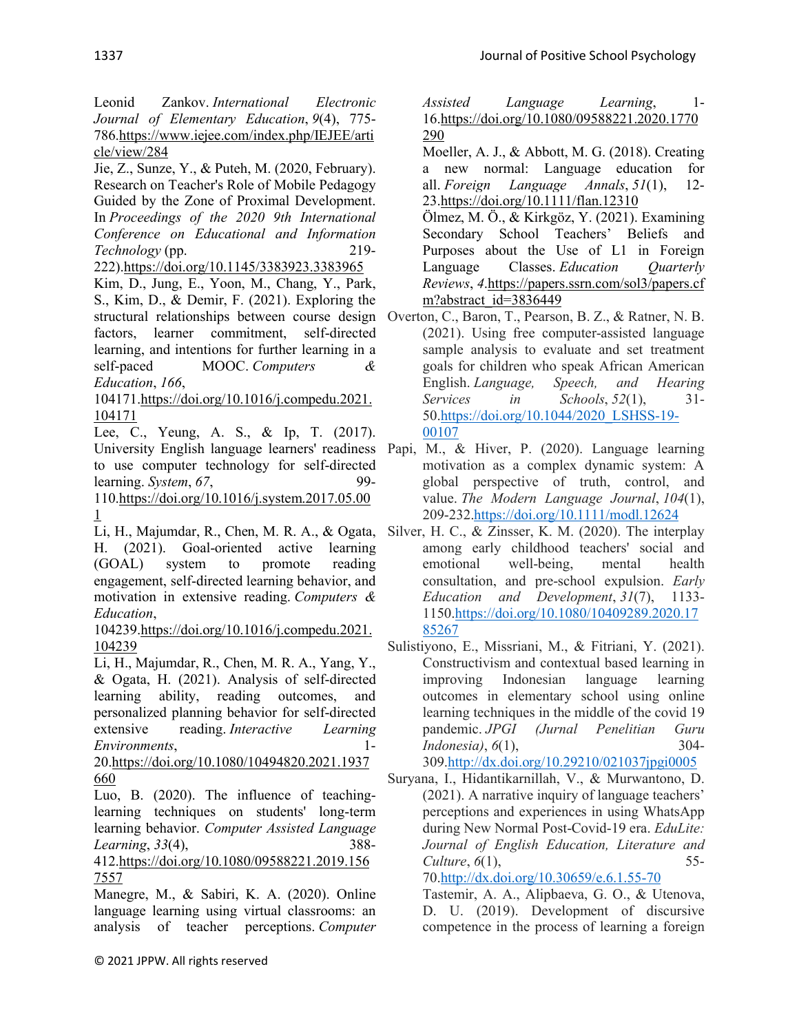Leonid Zankov. *International Electronic Journal of Elementary Education*, *9*(4), 775-786.https://www.iejee.com/index.php/IEJEE/article/view/284

Jie, Z., Sunze, Y., & Puteh, M. (2020, February). Research on Teacher's Role of Mobile Pedagogy Guided by the Zone of Proximal Development. In *Proceedings of the 2020 9th International Conference on Educational and Information Technology* (pp. 219-222).https://doi.org/10.1145/3383923.3383965

Kim, D., Jung, E., Yoon, M., Chang, Y., Park, S., Kim, D., & Demir, F. (2021). Exploring the structural relationships between course design factors, learner commitment, self-directed learning, and intentions for further learning in a self-paced MOOC. *Computers & Education*, *166*, 104171.https://doi.org/10.1016/j.compedu.2021.104171

Lee, C., Yeung, A. S., & Ip, T. (2017). University English language learners' readiness to use computer technology for self-directed learning. *System*, *67*, 99-110.https://doi.org/10.1016/j.system.2017.05.001

Li, H., Majumdar, R., Chen, M. R. A., & Ogata, H. (2021). Goal-oriented active learning (GOAL) system to promote reading engagement, self-directed learning behavior, and motivation in extensive reading. *Computers & Education*, 104239.https://doi.org/10.1016/j.compedu.2021.104239

Li, H., Majumdar, R., Chen, M. R. A., Yang, Y., & Ogata, H. (2021). Analysis of self-directed learning ability, reading outcomes, and personalized planning behavior for self-directed extensive reading. *Interactive Learning Environments*, 1-20.https://doi.org/10.1080/10494820.2021.1937660

Luo, B. (2020). The influence of teaching-learning techniques on students' long-term learning behavior. *Computer Assisted Language Learning*, *33*(4), 388-412.https://doi.org/10.1080/09588221.2019.1567557

Manegre, M., & Sabiri, K. A. (2020). Online language learning using virtual classrooms: an analysis of teacher perceptions. *Computer Assisted Language Learning*, 1-16.https://doi.org/10.1080/09588221.2020.1770290

Moeller, A. J., & Abbott, M. G. (2018). Creating a new normal: Language education for all. *Foreign Language Annals*, *51*(1), 12-23.https://doi.org/10.1111/flan.12310

Ölmez, M. Ö., & Kirkgöz, Y. (2021). Examining Secondary School Teachers' Beliefs and Purposes about the Use of L1 in Foreign Language Classes. *Education Quarterly Reviews*, *4*.https://papers.ssrn.com/sol3/papers.cfm?abstract_id=3836449

Overton, C., Baron, T., Pearson, B. Z., & Ratner, N. B. (2021). Using free computer-assisted language sample analysis to evaluate and set treatment goals for children who speak African American English. *Language, Speech, and Hearing Services in Schools*, *52*(1), 31-50.https://doi.org/10.1044/2020_LSHSS-19-00107

Papi, M., & Hiver, P. (2020). Language learning motivation as a complex dynamic system: A global perspective of truth, control, and value. *The Modern Language Journal*, *104*(1), 209-232.https://doi.org/10.1111/modl.12624

Silver, H. C., & Zinsser, K. M. (2020). The interplay among early childhood teachers' social and emotional well-being, mental health consultation, and pre-school expulsion. *Early Education and Development*, *31*(7), 1133-1150.https://doi.org/10.1080/10409289.2020.1785267

Sulistiyono, E., Missriani, M., & Fitriani, Y. (2021). Constructivism and contextual based learning in improving Indonesian language learning outcomes in elementary school using online learning techniques in the middle of the covid 19 pandemic. *JPGI (Jurnal Penelitian Guru Indonesia)*, *6*(1), 304-309.http://dx.doi.org/10.29210/021037jpgi0005

Suryana, I., Hidantikarnillah, V., & Murwantono, D. (2021). A narrative inquiry of language teachers' perceptions and experiences in using WhatsApp during New Normal Post-Covid-19 era. *EduLite: Journal of English Education, Literature and Culture*, *6*(1), 55-70.http://dx.doi.org/10.30659/e.6.1.55-70

Tastemir, A. A., Alipbaeva, G. O., & Utenova, D. U. (2019). Development of discursive competence in the process of learning a foreign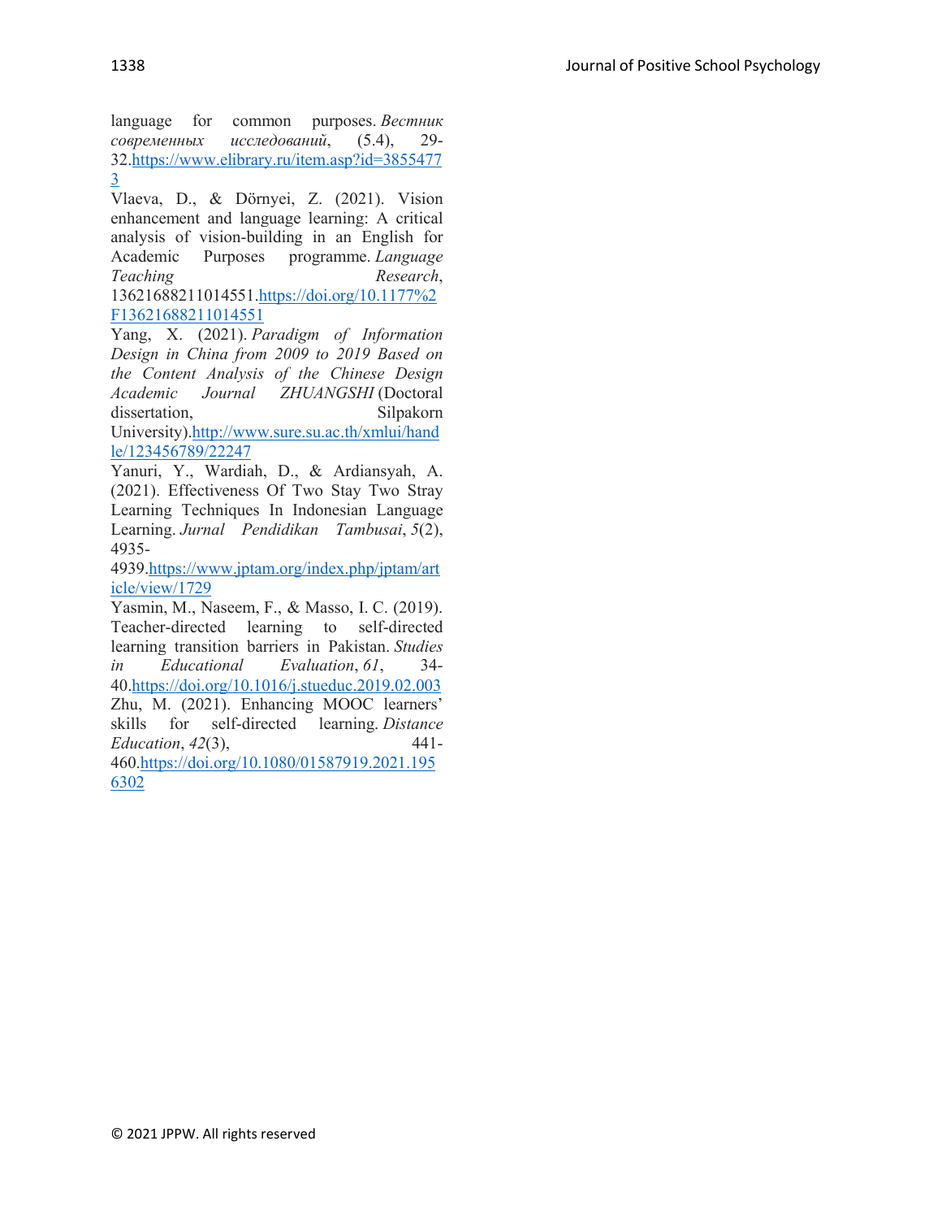language for common purposes. *Вестник современных исследований*, (5.4), 29-32.https://www.elibrary.ru/item.asp?id=38554773

Vlaeva, D., & Dörnyei, Z. (2021). Vision enhancement and language learning: A critical analysis of vision-building in an English for Academic Purposes programme. *Language Teaching Research*, 13621688211014551.https://doi.org/10.1177%2F13621688211014551

Yang, X. (2021). *Paradigm of Information Design in China from 2009 to 2019 Based on the Content Analysis of the Chinese Design Academic Journal ZHUANGSHI* (Doctoral dissertation, Silpakorn University).http://www.sure.su.ac.th/xmlui/handle/123456789/22247

Yanuri, Y., Wardiah, D., & Ardiansyah, A. (2021). Effectiveness Of Two Stay Two Stray Learning Techniques In Indonesian Language Learning. *Jurnal Pendidikan Tambusai*, *5*(2), 4935-4939.https://www.jptam.org/index.php/jptam/article/view/1729

Yasmin, M., Naseem, F., & Masso, I. C. (2019). Teacher-directed learning to self-directed learning transition barriers in Pakistan. *Studies in Educational Evaluation*, *61*, 34-40.https://doi.org/10.1016/j.stueduc.2019.02.003

Zhu, M. (2021). Enhancing MOOC learners' skills for self-directed learning. *Distance Education*, *42*(3), 441-460.https://doi.org/10.1080/01587919.2021.1956302